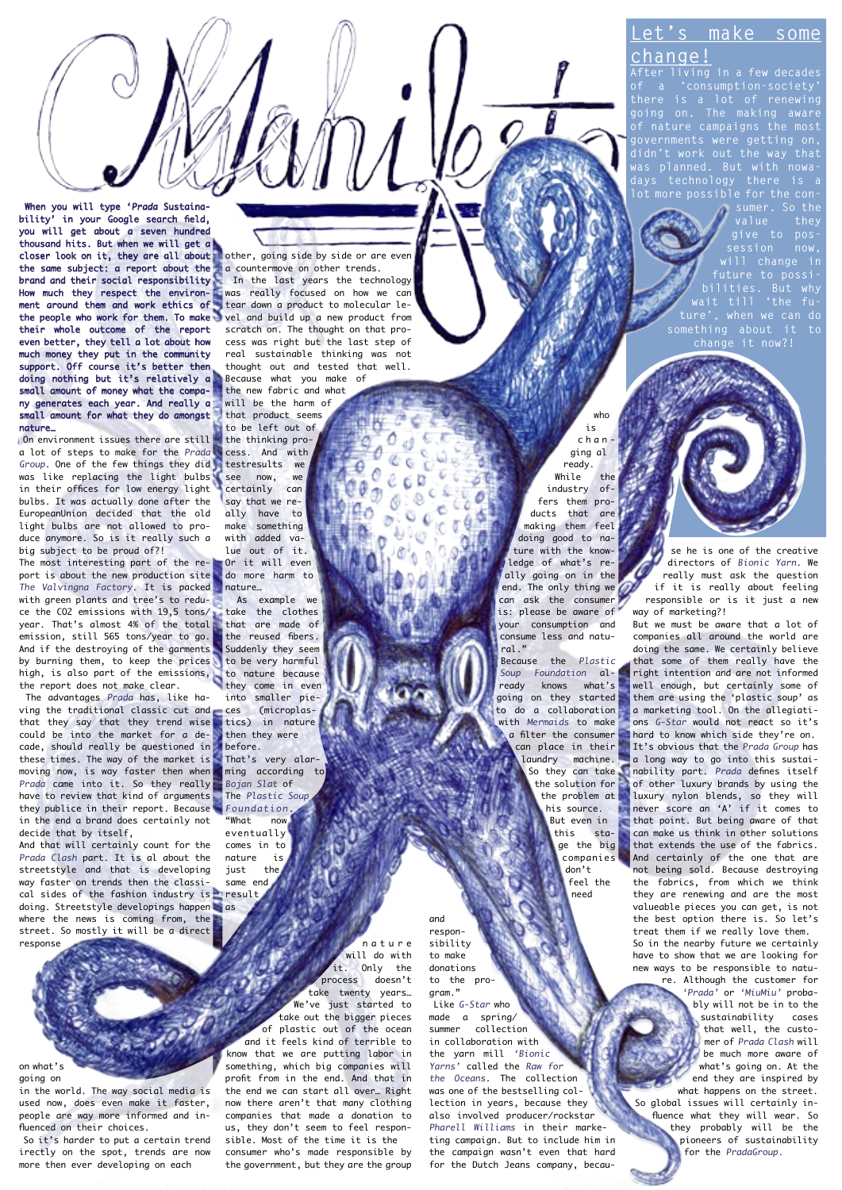# Manifesto

## Let's make some change!

After living in a few decades of a 'consumption-society' there is a lot of renewing going on. The making aware of nature campaigns the most governments were getting on, didn't work out the way that was planned. But with nowadays technology there is a lot more possible for the consumer. So the value they give to possession now, will change in future to possibilities. But why wait till 'the future', when we can do something about it to change it now?!

**When you will type '*Prada* Sustainability' in your Google search field, you will get about a seven hundred thousand hits. But when we will get a closer look on it, they are all about the same subject: a report about the brand and their social responsibility. How much they respect the environment around them and work ethics of the people who work for them. To make their whole outcome of the report even better, they tell a lot about how much money they put in the community support. Off course it's better then doing nothing but it's relatively a small amount of money what the company generates each year. And really a small amount for what they do amongst nature…**

On environment issues there are still a lot of steps to make for the *Prada Group*. One of the few things they did was like replacing the light bulbs in their offices for low energy light bulbs. It was actually done after the EuropeanUnion decided that the old light bulbs are not allowed to produce anymore. So is it really such a big subject to be proud of?!

The most interesting part of the report is about the new production site *The Valvingna Factory*. It is packed with green plants and tree's to reduce the CO2 emissions with 19,5 tons/year. That's almost 4% of the total emission, still 565 tons/year to go. And if the destroying of the garments by burning them, to keep the prices high, is also part of the emissions, the report does not make clear.

The advantages *Prada* has, like having the traditional classic cut and that they say that they trend wise could be into the market for a decade, should really be questioned in these times. The way of the market is moving now, is way faster then when *Prada* came into it. So they really have to review that kind of arguments they publice in their report. Because in the end a brand does certainly not decide that by itself,

And that will certainly count for the *Prada Clash* part. It is al about the streetstyle and that is developing way faster on trends then the classical sides of the fashion industry is doing. Streetstyle developings happen where the news is coming from, the street. So mostly it will be a direct response on what's going on in the world. The way social media is used now, does even make it faster, people are way more informed and influenced on their choices.

So it's harder to put a certain trend irectly on the spot, trends are now more then ever developing on each other, going side by side or are even a countermove on other trends.

In the last years the technology was really focused on how we can tear down a product to molecular level and build up a new product from scratch on. The thought on that process was right but the last step of real sustainable thinking was not thought out and tested that well. Because what you make of the new fabric and what will be the harm of that product seems to be left out of the thinking process. And with testresults we see now, we certainly can say that we really have to make something with added value out of it. Or it will even do more harm to nature…

As example we take the clothes that are made of the reused fibers. Suddenly they seem to be very harmful to nature because they come in even into smaller pieces (microplastics) in nature then they were before. That's very alarming according to *Bojan Slat* of The *Plastic Soup Foundation*. "What now eventually comes in to nature is just the same end result as nature will do with it. Only the process doesn't take twenty years… We've just started to take out the bigger pieces of plastic out of the ocean and it feels kind of terrible to know that we are putting labor in something, which big companies will profit from in the end. And that in the end we can start all over… Right now there aren't that many clothing companies that made a donation to us, they don't seem to feel responsible. Most of the time it is the consumer who's made responsible by the government, but they are the group who is changing already. While the industry offers them products that are making them feel doing good to nature with the knowledge of what's really going on in the end. The only thing we can ask the consumer is: please be aware of your consumption and consume less and natural."

Because the *Plastic Soup Foundation* already knows what's going on they started to do a collaboration with *Mermaids* to make a filter the consumer can place in their laundry machine. So they can take the solution for the problem at his source. But even in this stage the big companies don't feel the need and responsibility to make donations to the program."

Like *G-Star* who made a spring/summer collection in collaboration with the yarn mill *'Bionic Yarns'* called the *Raw for the Oceans*. The collection was one of the bestselling collection in years, because they also involved producer/rockstar *Pharell Williams* in their marketing campaign. But to include him in the campaign wasn't even that hard for the Dutch Jeans company, because he is one of the creative directors of *Bionic Yarn*. We really must ask the question if it is really about feeling responsible or is it just a new way of marketing?!

But we must be aware that a lot of companies all around the world are doing the same. We certainly believe that some of them really have the right intention and are not informed well enough, but certainly some of them are using the 'plastic soup' as a marketing tool. On the allegiations *G-Star* would not react so it's hard to know which side they're on.

It's obvious that the *Prada Group* has a long way to go into this sustainability part. *Prada* defines itself of other luxury brands by using the luxury nylon blends, so they will never score an 'A' if it comes to that point. But being aware of that can make us think in other solutions that extends the use of the fabrics. And certainly of the one that are not being sold. Because destroying the fabrics, from which we think they are renewing and are the most valueable pieces you can get, is not the best option there is. So let's treat them if we really love them.

So in the nearby future we certainly have to show that we are looking for new ways to be responsible to nature. Although the customer for *'Prada'* or *'MiuMiu'* probably will not be in to the sustainability cases that well, the customer of *Prada Clash* will be much more aware of what's going on. At the end they are inspired by what happens on the street. So global issues will certainly influence what they will wear. So they probably will be the pioneers of sustainability for the *PradaGroup*.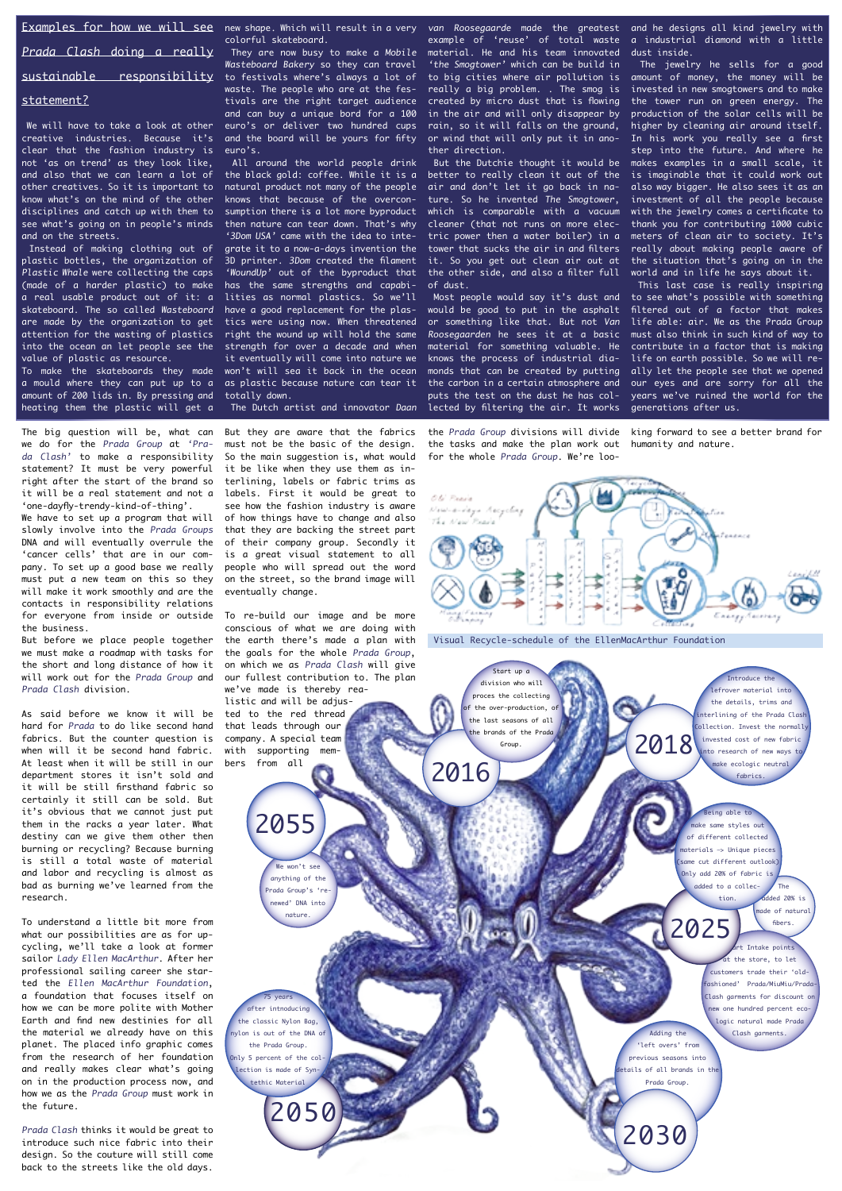## Examples for how we will see Prada Clash doing a really sustainable responsibility statement?

We will have to take a look at other creative industries. Because it's clear that the fashion industry is not 'as on trend' as they look like, and also that we can learn a lot of other creatives. So it is important to know what's on the mind of the other disciplines and catch up with them to see what's going on in people's minds and on the streets.

Instead of making clothing out of plastic bottles, the organization of *Plastic Whale* were collecting the caps (made of a harder plastic) to make a real usable product out of it: a skateboard. The so called *Wasteboard* are made by the organization to get attention for the wasting of plastics into the ocean an let people see the value of plastic as resource.

To make the skateboards they made a mould where they can put up to a amount of 200 lids in. By pressing and heating them the plastic will get a new shape. Which will result in a very colorful skateboard.

They are now busy to make a *Mobile Wasteboard Bakery* so they can travel to festivals where's always a lot of waste. The people who are at the festivals are the right target audience and can buy a unique bord for a 100 euro's or deliver two hundred cups and the board will be yours for fifty euro's.

All around the world people drink the black gold: coffee. While it is a natural product not many of the people knows that because of the overconsumption there is a lot more byproduct then nature can tear down. That's why *'3Dom USA'* came with the idea to integrate it to a now-a-days invention the 3D printer. *3Dom* created the filament *'WoundUp'* out of the byproduct that has the same strengths and capabilities as normal plastics. So we'll have a good replacement for the plastics were using now. When threatened right the wound up will hold the same strength for over a decade and when it eventually will come into nature we won't will sea it back in the ocean as plastic because nature can tear it totally down.

The Dutch artist and innovator *Daan van Roosegaarde* made the greatest example of 'reuse' of total waste material. He and his team innovated *'the Smogtower'* which can be build in to big cities where air pollution is really a big problem. . The smog is created by micro dust that is flowing in the air and will only disappear by rain, so it will falls on the ground, or wind that will only put it in another direction.

But the Dutchie thought it would be better to really clean it out of the air and don't let it go back in nature. So he invented *The Smogtower*, which is comparable with a vacuum cleaner (that not runs on more electric power then a water boiler) in a tower that sucks the air in and filters it. So you get out clean air out at the other side, and also a filter full of dust.

Most people would say it's dust and would be good to put in the asphalt or something like that. But not *Van Roosegaarden* he sees it at a basic material for something valuable. He knows the process of industrial diamonds that can be created by putting the carbon in a certain atmosphere and puts the test on the dust he has collected by filtering the air. It works and he designs all kind jewelry with a industrial diamond with a little dust inside.

The jewelry he sells for a good amount of money, the money will be invested in new smogtowers and to make the tower run on green energy. The production of the solar cells will be higher by cleaning air around itself. In his work you really see a first step into the future. And where he makes examples in a small scale, it is imaginable that it could work out also way bigger. He also sees it as an investment of all the people because with the jewelry comes a certificate to thank you for contributing 1000 cubic meters of clean air to society. It's really about making people aware of the situation that's going on in the world and in life he says about it.

This last case is really inspiring to see what's possible with something filtered out of a factor that makes life able: air. We as the Prada Group must also think in such kind of way to contribute in a factor that is making life on earth possible. So we will really let the people see that we opened our eyes and are sorry for all the years we've ruined the world for the generations after us.

The big question will be, what can we do for the Prada Group at *'Prada Clash'* to make a responsibility statement? It must be very powerful right after the start of the brand so it will be a real statement and not a 'one-dayfly-trendy-kind-of-thing'.

We have to set up a program that will slowly involve into the Prada Groups DNA and will eventually overrule the 'cancer cells' that are in our company. To set up a good base we really must put a new team on this so they will make it work smoothly and are the contacts in responsibility relations for everyone from inside or outside the business.

But before we place people together we must make a roadmap with tasks for the short and long distance of how it will work out for the Prada Group and Prada Clash division.

As said before we know it will be hard for Prada to do like second hand fabrics. But the counter question is when will it be second hand fabric. At least when it will be still in our department stores it isn't sold and it will be still firsthand fabric so certainly it still can be sold. But it's obvious that we cannot just put them in the racks a year later. What destiny can we give them other then burning or recycling? Because burning is still a total waste of material and labor and recycling is almost as bad as burning we've learned from the research.

To understand a little bit more from what our possibilities are as for upcycling, we'll take a look at former sailor Lady Ellen MacArthur. After her professional sailing career she started the Ellen MacArthur Foundation, a foundation that focuses itself on how we can be more polite with Mother Earth and find new destinies for all the material we already have on this planet. The placed info graphic comes from the research of her foundation and really makes clear what's going on in the production process now, and how we as the Prada Group must work in the future.

Prada Clash thinks it would be great to introduce such nice fabric into their design. So the couture will still come back to the streets like the old days. But they are aware that the fabrics must not be the basic of the design. So the main suggestion is, what would it be like when they use them as interlining, labels or fabric trims as labels. First it would be great to see how the fashion industry is aware of how things have to change and also that they are backing the street part of their company group. Secondly it is a great visual statement to all people who will spread out the word on the street, so the brand image will eventually change.

To re-build our image and be more conscious of what we are doing with the earth there's made a plan with the goals for the whole Prada Group, on which we as Prada Clash will give our fullest contribution to. The plan we've made is thereby realistic and will be adjusted to the red thread that leads through our company. A special team with supporting members from all the Prada Group divisions will divide the tasks and make the plan work out for the whole Prada Group. We're looking forward to see a better brand for humanity and nature.

Elle Praeia
Newline-edge Recycling
The New Praeia
Collecting
Energy Recovery
Landfill
Mining/Farming

Visual Recycle-schedule of the EllenMacArthur Foundation

2016
Start up a division who will proces the collecting of the over-production, of the last seasons of all the brands of the Prada Group.

2018
Introduce the leftover material into the details, trims and interlining of the Prada Clash Collection. Invest the normally invested cost of new fabric into research of new ways to make ecologic neutral fabrics.

2025
Being able to make same styles out of different collected materials -> Unique pieces (same cut different outlook). Only add 20% of fabric is added to a collection.
The added 20% is made of natural fibers.
Start Intake points at the store, to let customers trade their 'old-fashioned' Prada/MiuMiu/Prada-Clash garments for discount on new one hundred percent ecologic natural made Prada Clash garments.

2030
Adding the 'left overs' from previous seasons into details of all brands in the Prada Group.

2050
75 years after introducing the classic Nylon Bag, nylon is out of the DNA of the Prada Group. Only 5 percent of the collection is made of Synthetic Material

2055
We won't see anything of the Prada Group's 'renewed' DNA into nature.